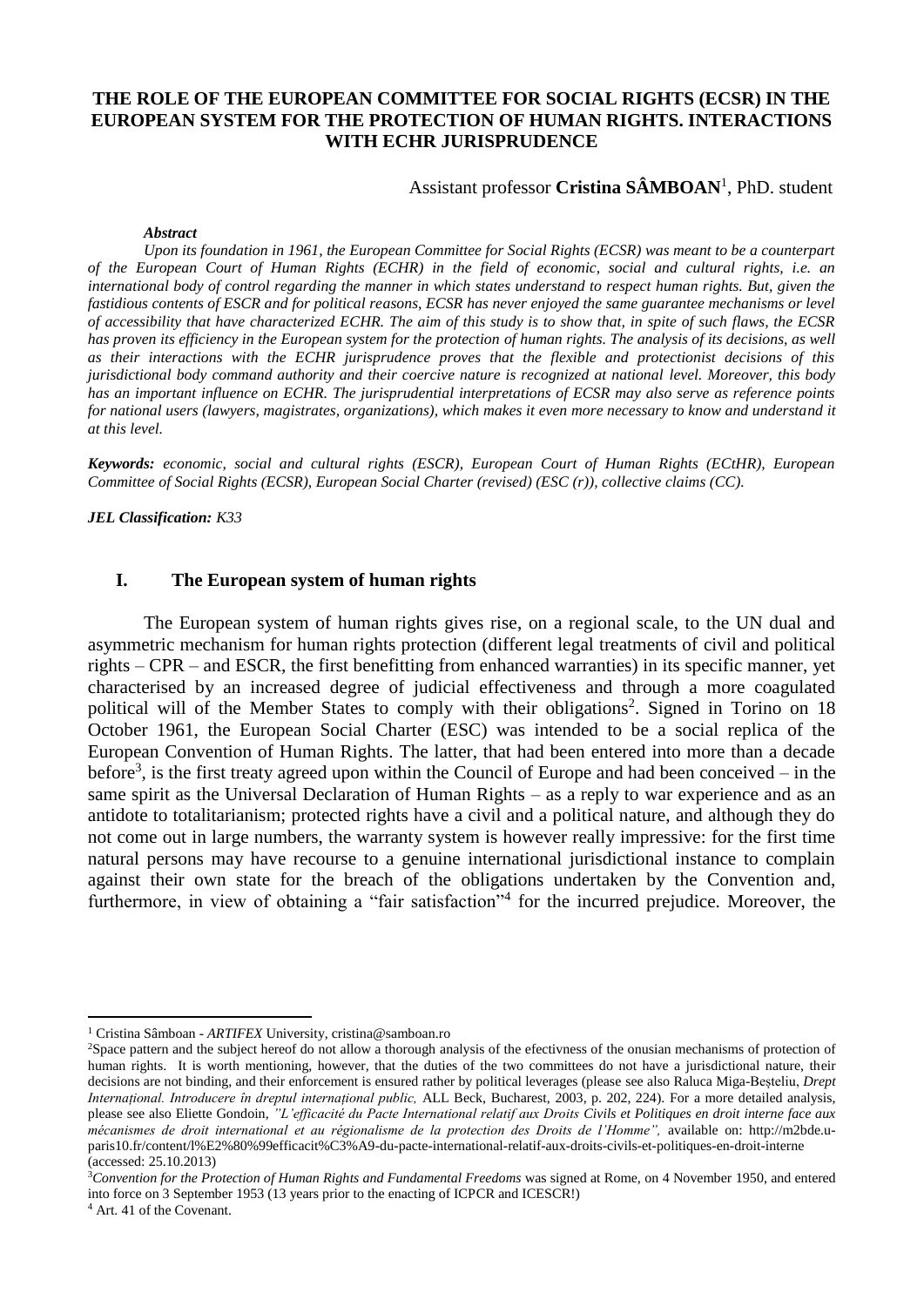# THE ROLE OF THE EUROPEAN COMMITTEE FOR SOCIAL RIGHTS (ECSR) IN THE EUROPEAN SYSTEM FOR THE PROTECTION OF HUMAN RIGHTS. INTERACTIONS WITH ECHR JURISPRUDENCE

Assistant professor **Cristina SÂMBOAN**[1], PhD. student

***Abstract***

*Upon its foundation in 1961, the European Committee for Social Rights (ECSR) was meant to be a counterpart of the European Court of Human Rights (ECHR) in the field of economic, social and cultural rights, i.e. an international body of control regarding the manner in which states understand to respect human rights. But, given the fastidious contents of ESCR and for political reasons, ECSR has never enjoyed the same guarantee mechanisms or level of accessibility that have characterized ECHR. The aim of this study is to show that, in spite of such flaws, the ECSR has proven its efficiency in the European system for the protection of human rights. The analysis of its decisions, as well as their interactions with the ECHR jurisprudence proves that the flexible and protectionist decisions of this jurisdictional body command authority and their coercive nature is recognized at national level. Moreover, this body has an important influence on ECHR. The jurisprudential interpretations of ECSR may also serve as reference points for national users (lawyers, magistrates, organizations), which makes it even more necessary to know and understand it at this level.*

***Keywords:*** *economic, social and cultural rights (ESCR), European Court of Human Rights (ECtHR), European Committee of Social Rights (ECSR), European Social Charter (revised) (ESC (r)), collective claims (CC).*

***JEL Classification:*** *K33*

## I. The European system of human rights

The European system of human rights gives rise, on a regional scale, to the UN dual and asymmetric mechanism for human rights protection (different legal treatments of civil and political rights – CPR – and ESCR, the first benefitting from enhanced warranties) in its specific manner, yet characterised by an increased degree of judicial effectiveness and through a more coagulated political will of the Member States to comply with their obligations[2]. Signed in Torino on 18 October 1961, the European Social Charter (ESC) was intended to be a social replica of the European Convention of Human Rights. The latter, that had been entered into more than a decade before[3], is the first treaty agreed upon within the Council of Europe and had been conceived – in the same spirit as the Universal Declaration of Human Rights – as a reply to war experience and as an antidote to totalitarianism; protected rights have a civil and a political nature, and although they do not come out in large numbers, the warranty system is however really impressive: for the first time natural persons may have recourse to a genuine international jurisdictional instance to complain against their own state for the breach of the obligations undertaken by the Convention and, furthermore, in view of obtaining a "fair satisfaction"[4] for the incurred prejudice. Moreover, the

---

[1] Cristina Sâmboan - *ARTIFEX* University, cristina@samboan.ro

[2] Space pattern and the subject hereof do not allow a thorough analysis of the efectivness of the onusian mechanisms of protection of human rights. It is worth mentioning, however, that the duties of the two committees do not have a jurisdictional nature, their decisions are not binding, and their enforcement is ensured rather by political leverages (please see also Raluca Miga-Beșteliu, *Drept Internațional. Introducere în dreptul internațional public,* ALL Beck, Bucharest, 2003, p. 202, 224). For a more detailed analysis, please see also Eliette Gondoin, *"L'efficacité du Pacte International relatif aux Droits Civils et Politiques en droit interne face aux mécanismes de droit international et au régionalisme de la protection des Droits de l'Homme",* available on: http://m2bde.u-paris10.fr/content/l%E2%80%99efficacit%C3%A9-du-pacte-international-relatif-aux-droits-civils-et-politiques-en-droit-interne (accessed: 25.10.2013)

[3] *Convention for the Protection of Human Rights and Fundamental Freedoms* was signed at Rome, on 4 November 1950, and entered into force on 3 September 1953 (13 years prior to the enacting of ICPCR and ICESCR!)

[4] Art. 41 of the Covenant.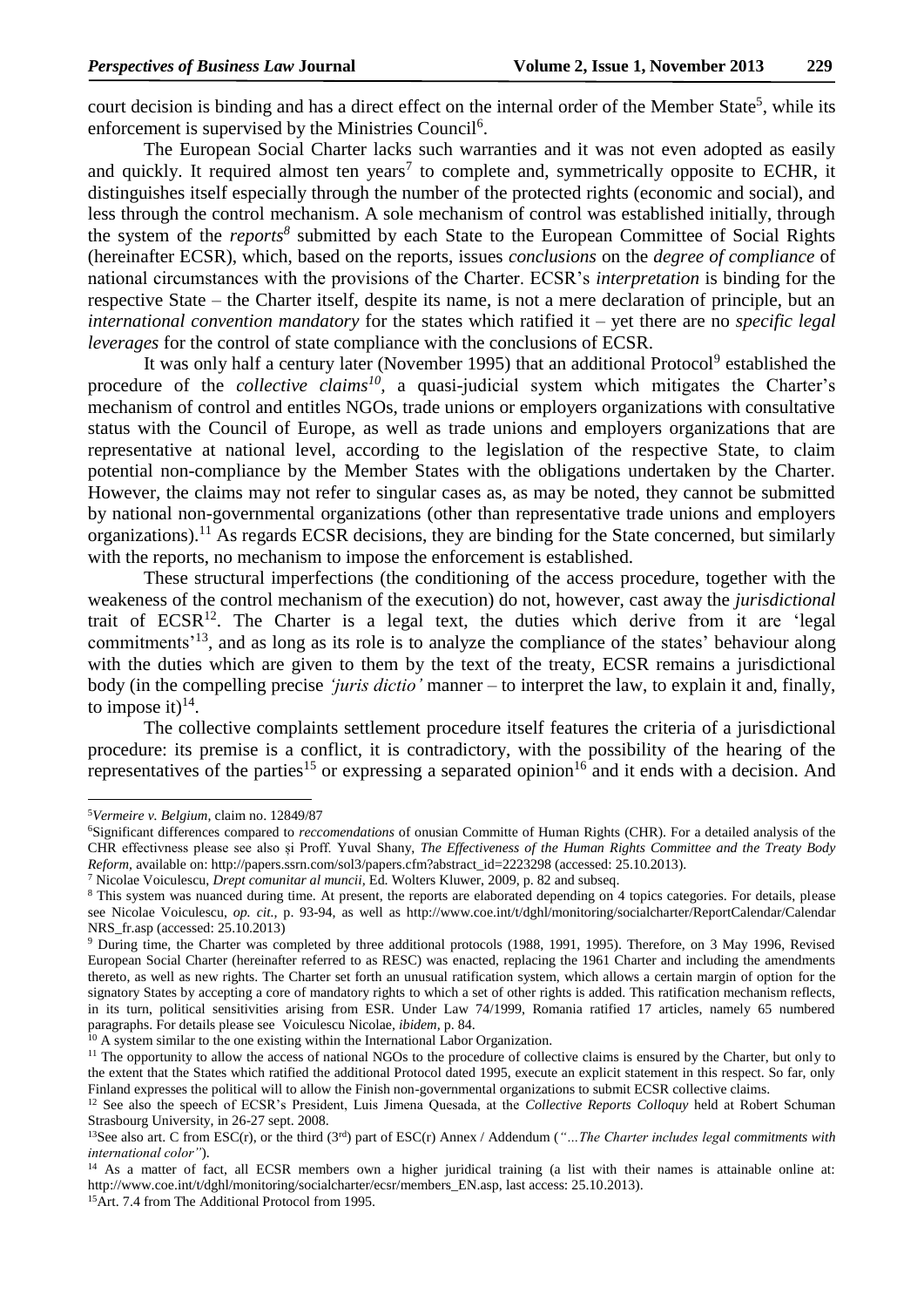court decision is binding and has a direct effect on the internal order of the Member State[5], while its enforcement is supervised by the Ministries Council[6].

The European Social Charter lacks such warranties and it was not even adopted as easily and quickly. It required almost ten years[7] to complete and, symmetrically opposite to ECHR, it distinguishes itself especially through the number of the protected rights (economic and social), and less through the control mechanism. A sole mechanism of control was established initially, through the system of the *reports*[8] submitted by each State to the European Committee of Social Rights (hereinafter ECSR), which, based on the reports, issues *conclusions* on the *degree of compliance* of national circumstances with the provisions of the Charter. ECSR's *interpretation* is binding for the respective State – the Charter itself, despite its name, is not a mere declaration of principle, but an *international convention mandatory* for the states which ratified it – yet there are no *specific legal leverages* for the control of state compliance with the conclusions of ECSR.

It was only half a century later (November 1995) that an additional Protocol[9] established the procedure of the *collective claims*[10], a quasi-judicial system which mitigates the Charter's mechanism of control and entitles NGOs, trade unions or employers organizations with consultative status with the Council of Europe, as well as trade unions and employers organizations that are representative at national level, according to the legislation of the respective State, to claim potential non-compliance by the Member States with the obligations undertaken by the Charter. However, the claims may not refer to singular cases as, as may be noted, they cannot be submitted by national non-governmental organizations (other than representative trade unions and employers organizations).[11] As regards ECSR decisions, they are binding for the State concerned, but similarly with the reports, no mechanism to impose the enforcement is established.

These structural imperfections (the conditioning of the access procedure, together with the weakeness of the control mechanism of the execution) do not, however, cast away the *jurisdictional* trait of ECSR[12]. The Charter is a legal text, the duties which derive from it are 'legal commitments'[13], and as long as its role is to analyze the compliance of the states' behaviour along with the duties which are given to them by the text of the treaty, ECSR remains a jurisdictional body (in the compelling precise *'juris dictio'* manner – to interpret the law, to explain it and, finally, to impose it)[14].

The collective complaints settlement procedure itself features the criteria of a jurisdictional procedure: its premise is a conflict, it is contradictory, with the possibility of the hearing of the representatives of the parties[15] or expressing a separated opinion[16] and it ends with a decision. And

---

[5] *Vermeire v. Belgium*, claim no. 12849/87

[6] Significant differences compared to *reccomendations* of onusian Committe of Human Rights (CHR). For a detailed analysis of the CHR effectivness please see also și Proff. Yuval Shany, *The Effectiveness of the Human Rights Committee and the Treaty Body Reform*, available on: http://papers.ssrn.com/sol3/papers.cfm?abstract_id=2223298 (accessed: 25.10.2013).

[7] Nicolae Voiculescu, *Drept comunitar al muncii*, Ed. Wolters Kluwer, 2009, p. 82 and subseq.

[8] This system was nuanced during time. At present, the reports are elaborated depending on 4 topics categories. For details, please see Nicolae Voiculescu, *op. cit.*, p. 93-94, as well as http://www.coe.int/t/dghl/monitoring/socialcharter/ReportCalendar/CalendarNRS_fr.asp (accessed: 25.10.2013)

[9] During time, the Charter was completed by three additional protocols (1988, 1991, 1995). Therefore, on 3 May 1996, Revised European Social Charter (hereinafter referred to as RESC) was enacted, replacing the 1961 Charter and including the amendments thereto, as well as new rights. The Charter set forth an unusual ratification system, which allows a certain margin of option for the signatory States by accepting a core of mandatory rights to which a set of other rights is added. This ratification mechanism reflects, in its turn, political sensitivities arising from ESR. Under Law 74/1999, Romania ratified 17 articles, namely 65 numbered paragraphs. For details please see Voiculescu Nicolae, *ibidem*, p. 84.

[10] A system similar to the one existing within the International Labor Organization.

[11] The opportunity to allow the access of national NGOs to the procedure of collective claims is ensured by the Charter, but only to the extent that the States which ratified the additional Protocol dated 1995, execute an explicit statement in this respect. So far, only Finland expresses the political will to allow the Finish non-governmental organizations to submit ECSR collective claims.

[12] See also the speech of ECSR's President, Luis Jimena Quesada, at the *Collective Reports Colloquy* held at Robert Schuman Strasbourg University, in 26-27 sept. 2008.

[13] See also art. C from ESC(r), or the third (3rd) part of ESC(r) Annex / Addendum (*"…The Charter includes legal commitments with international color"*).

[14] As a matter of fact, all ECSR members own a higher juridical training (a list with their names is attainable online at: http://www.coe.int/t/dghl/monitoring/socialcharter/ecsr/members_EN.asp, last access: 25.10.2013).

[15] Art. 7.4 from The Additional Protocol from 1995.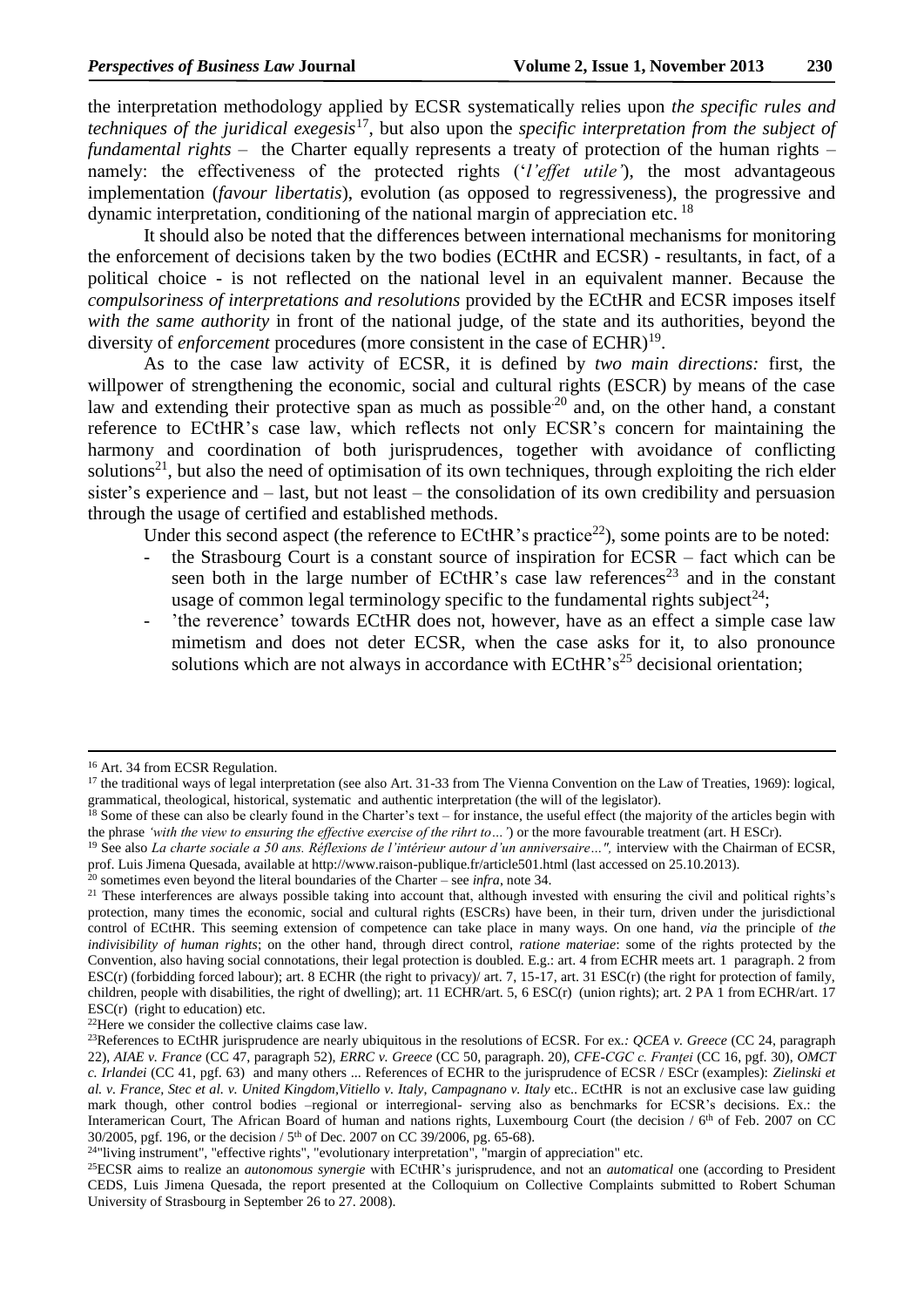the interpretation methodology applied by ECSR systematically relies upon *the specific rules and techniques of the juridical exegesis*[17], but also upon the *specific interpretation from the subject of fundamental rights* – the Charter equally represents a treaty of protection of the human rights – namely: the effectiveness of the protected rights ('*l'effet utile'*), the most advantageous implementation (*favour libertatis*), evolution (as opposed to regressiveness), the progressive and dynamic interpretation, conditioning of the national margin of appreciation etc. [18]

It should also be noted that the differences between international mechanisms for monitoring the enforcement of decisions taken by the two bodies (ECtHR and ECSR) - resultants, in fact, of a political choice - is not reflected on the national level in an equivalent manner. Because the *compulsoriness of interpretations and resolutions* provided by the ECtHR and ECSR imposes itself *with the same authority* in front of the national judge, of the state and its authorities, beyond the diversity of *enforcement* procedures (more consistent in the case of ECHR)[19].

As to the case law activity of ECSR, it is defined by *two main directions:* first, the willpower of strengthening the economic, social and cultural rights (ESCR) by means of the case law and extending their protective span as much as possible[20] and, on the other hand, a constant reference to ECtHR's case law, which reflects not only ECSR's concern for maintaining the harmony and coordination of both jurisprudences, together with avoidance of conflicting solutions[21], but also the need of optimisation of its own techniques, through exploiting the rich elder sister's experience and – last, but not least – the consolidation of its own credibility and persuasion through the usage of certified and established methods.

Under this second aspect (the reference to ECtHR's practice[22]), some points are to be noted:

- the Strasbourg Court is a constant source of inspiration for ECSR – fact which can be seen both in the large number of ECtHR's case law references[23] and in the constant usage of common legal terminology specific to the fundamental rights subject[24];
- 'the reverence' towards ECtHR does not, however, have as an effect a simple case law mimetism and does not deter ECSR, when the case asks for it, to also pronounce solutions which are not always in accordance with ECtHR's[25] decisional orientation;

---

[16] Art. 34 from ECSR Regulation.

[17] the traditional ways of legal interpretation (see also Art. 31-33 from The Vienna Convention on the Law of Treaties, 1969): logical, grammatical, theological, historical, systematic and authentic interpretation (the will of the legislator).

[18] Some of these can also be clearly found in the Charter's text – for instance, the useful effect (the majority of the articles begin with the phrase *'with the view to ensuring the effective exercise of the rihrt to…'*) or the more favourable treatment (art. H ESCr).

[19] See also *La charte sociale a 50 ans. Réflexions de l'intérieur autour d'un anniversaire…",* interview with the Chairman of ECSR, prof. Luis Jimena Quesada, available at http://www.raison-publique.fr/article501.html (last accessed on 25.10.2013).

[20] sometimes even beyond the literal boundaries of the Charter – see *infra*, note 34.

[21] These interferences are always possible taking into account that, although invested with ensuring the civil and political rights's protection, many times the economic, social and cultural rights (ESCRs) have been, in their turn, driven under the jurisdictional control of ECtHR. This seeming extension of competence can take place in many ways. On one hand, *via* the principle of *the indivisibility of human rights*; on the other hand, through direct control, *ratione materiae*: some of the rights protected by the Convention, also having social connotations, their legal protection is doubled. E.g.: art. 4 from ECHR meets art. 1 paragraph. 2 from ESC(r) (forbidding forced labour); art. 8 ECHR (the right to privacy)/ art. 7, 15-17, art. 31 ESC(r) (the right for protection of family, children, people with disabilities, the right of dwelling); art. 11 ECHR/art. 5, 6 ESC(r) (union rights); art. 2 PA 1 from ECHR/art. 17 ESC(r) (right to education) etc.

[22] Here we consider the collective claims case law.

[23] References to ECtHR jurisprudence are nearly ubiquitous in the resolutions of ECSR. For ex.*: QCEA v. Greece* (CC 24, paragraph 22), *AIAE v. France* (CC 47, paragraph 52), *ERRC v. Greece* (CC 50, paragraph. 20), *CFE-CGC c. Franţei* (CC 16, pgf. 30), *OMCT c. Irlandei* (CC 41, pgf. 63) and many others ... References of ECHR to the jurisprudence of ECSR / ESCr (examples): *Zielinski et al. v. France*, *Stec et al. v. United Kingdom*,*Vitiello v. Italy*, *Campagnano v. Italy* etc.. ECtHR is not an exclusive case law guiding mark though, other control bodies –regional or interregional- serving also as benchmarks for ECSR's decisions. Ex.: the Interamerican Court, The African Board of human and nations rights, Luxembourg Court (the decision / 6th of Feb. 2007 on CC 30/2005, pgf. 196, or the decision / 5th of Dec. 2007 on CC 39/2006, pg. 65-68).

[24] "living instrument", "effective rights", "evolutionary interpretation", "margin of appreciation" etc.

[25] ECSR aims to realize an *autonomous synergie* with ECtHR's jurisprudence, and not an *automatical* one (according to President CEDS, Luis Jimena Quesada, the report presented at the Colloquium on Collective Complaints submitted to Robert Schuman University of Strasbourg in September 26 to 27. 2008).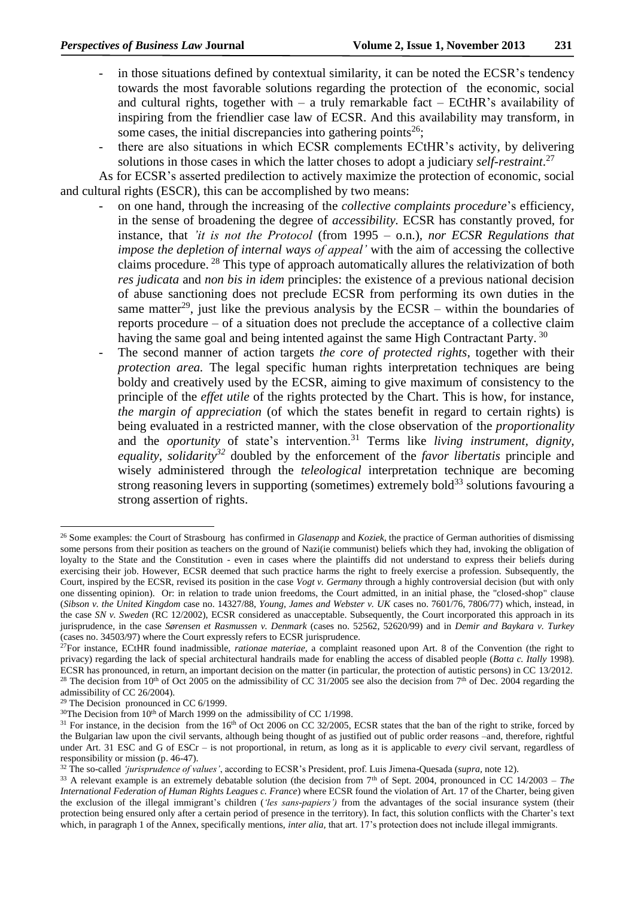- in those situations defined by contextual similarity, it can be noted the ECSR's tendency towards the most favorable solutions regarding the protection of the economic, social and cultural rights, together with – a truly remarkable fact – ECtHR's availability of inspiring from the friendlier case law of ECSR. And this availability may transform, in some cases, the initial discrepancies into gathering points[26];
- there are also situations in which ECSR complements ECtHR's activity, by delivering solutions in those cases in which the latter choses to adopt a judiciary *self-restraint*.[27]

As for ECSR's asserted predilection to actively maximize the protection of economic, social and cultural rights (ESCR), this can be accomplished by two means:

- on one hand, through the increasing of the *collective complaints procedure*'s efficiency, in the sense of broadening the degree of *accessibility.* ECSR has constantly proved, for instance, that *'it is not the Protocol* (from 1995 – o.n.), *nor ECSR Regulations that impose the depletion of internal ways of appeal'* with the aim of accessing the collective claims procedure. [28] This type of approach automatically allures the relativization of both *res judicata* and *non bis in idem* principles: the existence of a previous national decision of abuse sanctioning does not preclude ECSR from performing its own duties in the same matter[29], just like the previous analysis by the ECSR – within the boundaries of reports procedure – of a situation does not preclude the acceptance of a collective claim having the same goal and being intented against the same High Contractant Party. [30]
- The second manner of action targets *the core of protected rights*, together with their *protection area.* The legal specific human rights interpretation techniques are being boldy and creatively used by the ECSR, aiming to give maximum of consistency to the principle of the *effet utile* of the rights protected by the Chart. This is how, for instance, *the margin of appreciation* (of which the states benefit in regard to certain rights) is being evaluated in a restricted manner, with the close observation of the *proportionality* and the *oportunity* of state's intervention.[31] Terms like *living instrument, dignity, equality, solidarity*[32] doubled by the enforcement of the *favor libertatis* principle and wisely administered through the *teleological* interpretation technique are becoming strong reasoning levers in supporting (sometimes) extremely bold[33] solutions favouring a strong assertion of rights.

---

[26] Some examples: the Court of Strasbourg has confirmed in *Glasenapp* and *Koziek,* the practice of German authorities of dismissing some persons from their position as teachers on the ground of Nazi(ie communist) beliefs which they had, invoking the obligation of loyalty to the State and the Constitution - even in cases where the plaintiffs did not understand to express their beliefs during exercising their job. However, ECSR deemed that such practice harms the right to freely exercise a profession. Subsequently, the Court, inspired by the ECSR, revised its position in the case *Vogt v. Germany* through a highly controversial decision (but with only one dissenting opinion). Or: in relation to trade union freedoms, the Court admitted, in an initial phase, the "closed-shop" clause (*Sibson v. the United Kingdom* case no. 14327/88, *Young, James and Webster v. UK* cases no. 7601/76, 7806/77) which, instead, in the case *SN v. Sweden* (RC 12/2002), ECSR considered as unacceptable. Subsequently, the Court incorporated this approach in its jurisprudence, in the case *Sørensen et Rasmussen v. Denmark* (cases no. 52562, 52620/99) and in *Demir and Baykara v. Turkey* (cases no. 34503/97) where the Court expressly refers to ECSR jurisprudence.

[27] For instance, ECtHR found inadmissible, *rationae materiae,* a complaint reasoned upon Art. 8 of the Convention (the right to privacy) regarding the lack of special architectural handrails made for enabling the access of disabled people (*Botta c. Itally* 1998). ECSR has pronounced, in return, an important decision on the matter (in particular, the protection of autistic persons) in CC 13/2012.

[28] The decision from 10th of Oct 2005 on the admissibility of CC 31/2005 see also the decision from 7th of Dec. 2004 regarding the admissibility of CC 26/2004).

[29] The Decision pronounced in CC 6/1999.

[30] The Decision from 10th of March 1999 on the admissibility of CC 1/1998.

[31] For instance, in the decision from the 16th of Oct 2006 on CC 32/2005, ECSR states that the ban of the right to strike, forced by the Bulgarian law upon the civil servants, although being thought of as justified out of public order reasons –and, therefore, rightful under Art. 31 ESC and G of ESCr – is not proportional, in return, as long as it is applicable to *every* civil servant, regardless of responsibility or mission (p. 46-47).

[32] The so-called *'jurisprudence of values'*, according to ECSR's President, prof. Luis Jimena-Quesada (*supra,* note 12).

[33] A relevant example is an extremely debatable solution (the decision from 7th of Sept. 2004, pronounced in CC 14/2003 – *The International Federation of Human Rights Leagues c. France*) where ECSR found the violation of Art. 17 of the Charter, being given the exclusion of the illegal immigrant's children (*'les sans-papiers')* from the advantages of the social insurance system (their protection being ensured only after a certain period of presence in the territory). In fact, this solution conflicts with the Charter's text which, in paragraph 1 of the Annex, specifically mentions, *inter alia,* that art. 17's protection does not include illegal immigrants.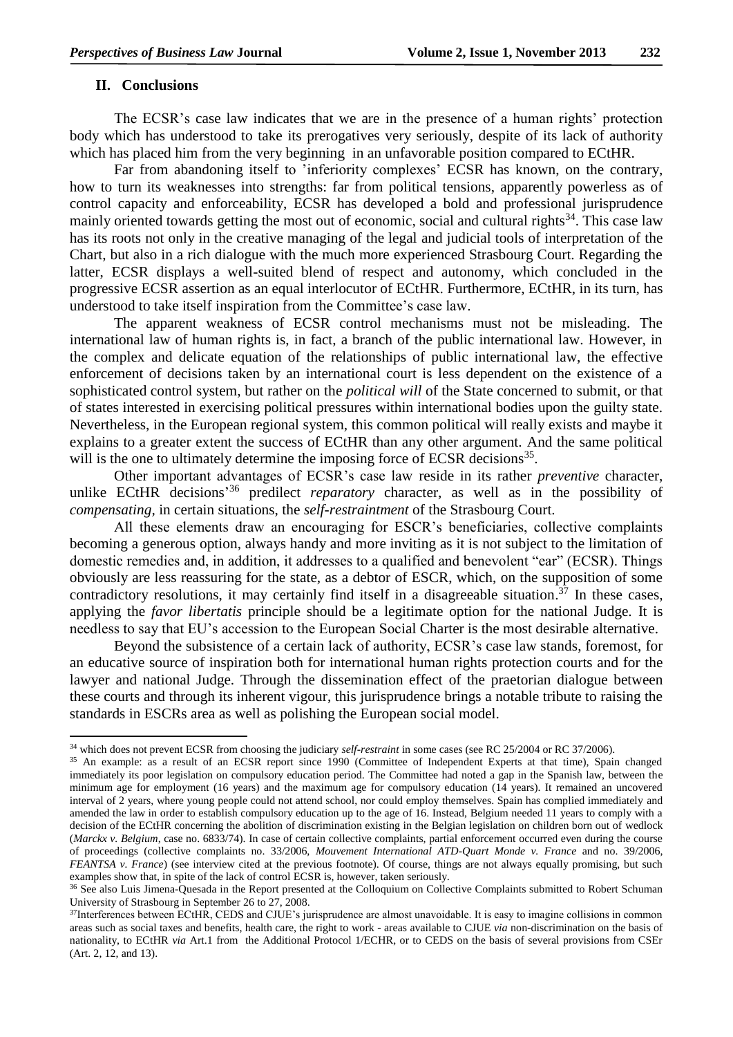## II. Conclusions

The ECSR's case law indicates that we are in the presence of a human rights' protection body which has understood to take its prerogatives very seriously, despite of its lack of authority which has placed him from the very beginning in an unfavorable position compared to ECtHR.

Far from abandoning itself to 'inferiority complexes' ECSR has known, on the contrary, how to turn its weaknesses into strengths: far from political tensions, apparently powerless as of control capacity and enforceability, ECSR has developed a bold and professional jurisprudence mainly oriented towards getting the most out of economic, social and cultural rights[34]. This case law has its roots not only in the creative managing of the legal and judicial tools of interpretation of the Chart, but also in a rich dialogue with the much more experienced Strasbourg Court. Regarding the latter, ECSR displays a well-suited blend of respect and autonomy, which concluded in the progressive ECSR assertion as an equal interlocutor of ECtHR. Furthermore, ECtHR, in its turn, has understood to take itself inspiration from the Committee's case law.

The apparent weakness of ECSR control mechanisms must not be misleading. The international law of human rights is, in fact, a branch of the public international law. However, in the complex and delicate equation of the relationships of public international law, the effective enforcement of decisions taken by an international court is less dependent on the existence of a sophisticated control system, but rather on the *political will* of the State concerned to submit, or that of states interested in exercising political pressures within international bodies upon the guilty state. Nevertheless, in the European regional system, this common political will really exists and maybe it explains to a greater extent the success of ECtHR than any other argument. And the same political will is the one to ultimately determine the imposing force of ECSR decisions[35].

Other important advantages of ECSR's case law reside in its rather *preventive* character, unlike ECtHR decisions'[36] predilect *reparatory* character, as well as in the possibility of *compensating*, in certain situations, the *self-restraintment* of the Strasbourg Court.

All these elements draw an encouraging for ESCR's beneficiaries, collective complaints becoming a generous option, always handy and more inviting as it is not subject to the limitation of domestic remedies and, in addition, it addresses to a qualified and benevolent "ear" (ECSR). Things obviously are less reassuring for the state, as a debtor of ESCR, which, on the supposition of some contradictory resolutions, it may certainly find itself in a disagreeable situation.[37] In these cases, applying the *favor libertatis* principle should be a legitimate option for the national Judge. It is needless to say that EU's accession to the European Social Charter is the most desirable alternative.

Beyond the subsistence of a certain lack of authority, ECSR's case law stands, foremost, for an educative source of inspiration both for international human rights protection courts and for the lawyer and national Judge. Through the dissemination effect of the praetorian dialogue between these courts and through its inherent vigour, this jurisprudence brings a notable tribute to raising the standards in ESCRs area as well as polishing the European social model.

---

[34] which does not prevent ECSR from choosing the judiciary *self-restraint* in some cases (see RC 25/2004 or RC 37/2006).

[35] An example: as a result of an ECSR report since 1990 (Committee of Independent Experts at that time), Spain changed immediately its poor legislation on compulsory education period. The Committee had noted a gap in the Spanish law, between the minimum age for employment (16 years) and the maximum age for compulsory education (14 years). It remained an uncovered interval of 2 years, where young people could not attend school, nor could employ themselves. Spain has complied immediately and amended the law in order to establish compulsory education up to the age of 16. Instead, Belgium needed 11 years to comply with a decision of the ECtHR concerning the abolition of discrimination existing in the Belgian legislation on children born out of wedlock (*Marckx v. Belgium*, case no. 6833/74). In case of certain collective complaints, partial enforcement occurred even during the course of proceedings (collective complaints no. 33/2006, *Mouvement International ATD-Quart Monde v. France* and no. 39/2006, *FEANTSA v. France*) (see interview cited at the previous footnote). Of course, things are not always equally promising, but such examples show that, in spite of the lack of control ECSR is, however, taken seriously.

[36] See also Luis Jimena-Quesada in the Report presented at the Colloquium on Collective Complaints submitted to Robert Schuman University of Strasbourg in September 26 to 27, 2008.

[37] Interferences between ECtHR, CEDS and CJUE's jurisprudence are almost unavoidable. It is easy to imagine collisions in common areas such as social taxes and benefits, health care, the right to work - areas available to CJUE *via* non-discrimination on the basis of nationality, to ECtHR *via* Art.1 from the Additional Protocol 1/ECHR, or to CEDS on the basis of several provisions from CSEr (Art. 2, 12, and 13).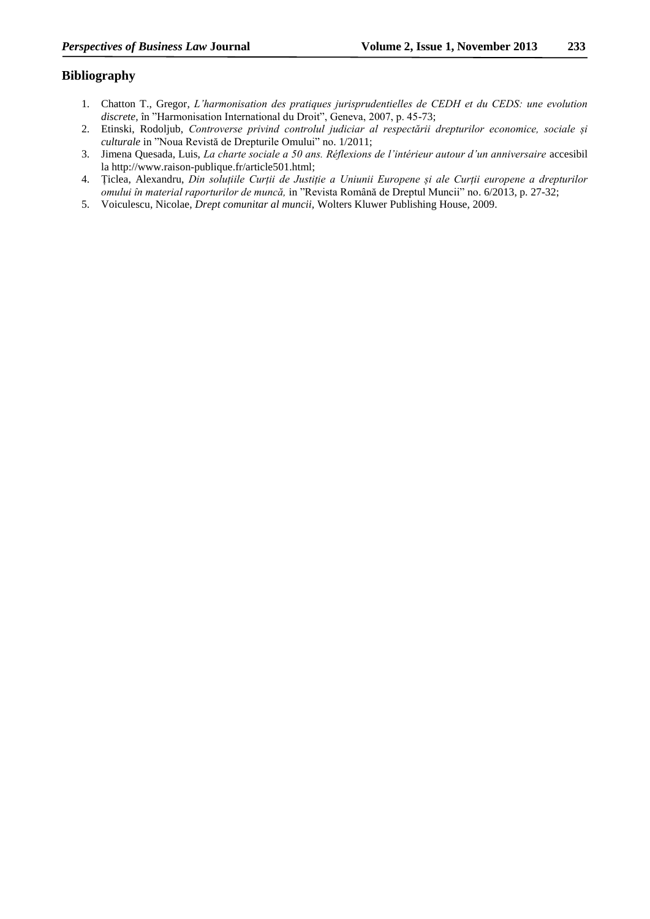## Bibliography

1. Chatton T., Gregor, *L'harmonisation des pratiques jurisprudentielles de CEDH et du CEDS: une evolution discrete,* în "Harmonisation International du Droit", Geneva, 2007, p. 45-73;
2. Etinski, Rodoljub, *Controverse privind controlul judiciar al respectării drepturilor economice, sociale și culturale* in "Noua Revistă de Drepturile Omului" no. 1/2011;
3. Jimena Quesada, Luis, *La charte sociale a 50 ans. Réflexions de l'intérieur autour d'un anniversaire* accesibil la http://www.raison-publique.fr/article501.html;
4. Ţiclea, Alexandru, *Din soluțiile Curții de Justiție a Uniunii Europene și ale Curții europene a drepturilor omului în material raporturilor de muncă,* in "Revista Română de Dreptul Muncii" no. 6/2013, p. 27-32;
5. Voiculescu, Nicolae, *Drept comunitar al muncii,* Wolters Kluwer Publishing House, 2009.